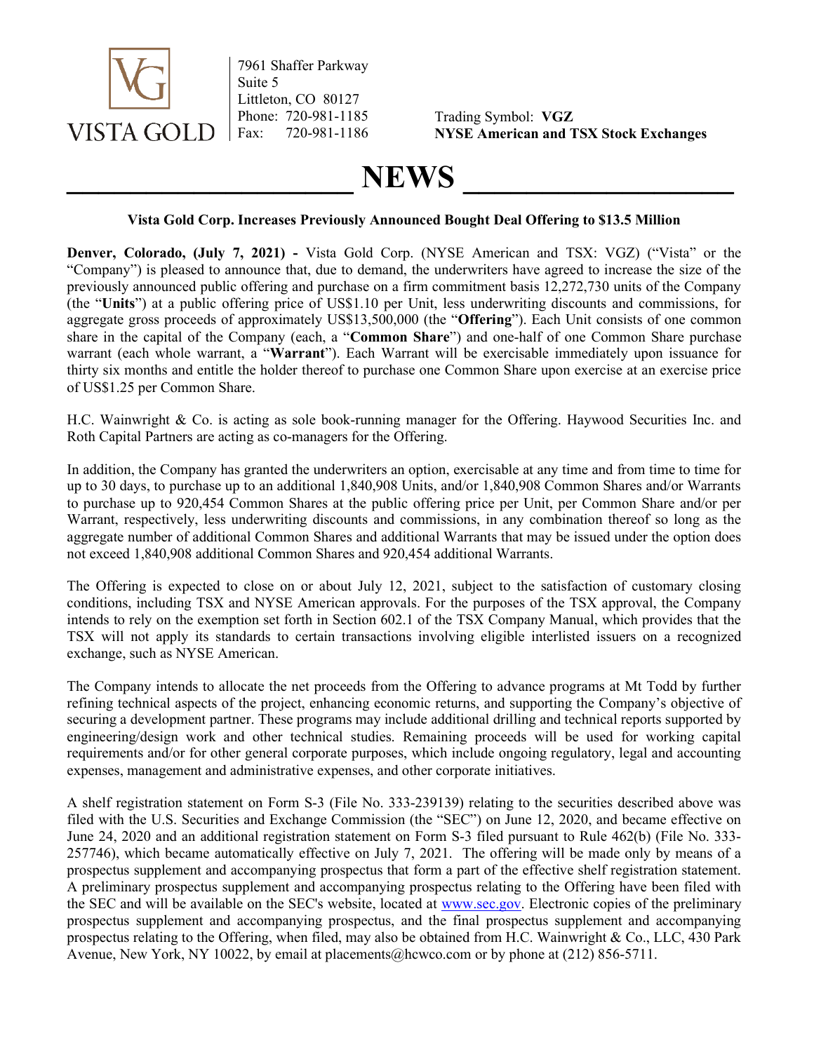VISTA GOLD

7961 Shaffer Parkway
Suite 5
Littleton, CO 80127
Phone: 720-981-1185
Fax: 720-981-1186

Trading Symbol: **VGZ**
**NYSE American and TSX Stock Exchanges**

# NEWS

**Vista Gold Corp. Increases Previously Announced Bought Deal Offering to $13.5 Million**

**Denver, Colorado, (July 7, 2021) -** Vista Gold Corp. (NYSE American and TSX: VGZ) ("Vista" or the "Company") is pleased to announce that, due to demand, the underwriters have agreed to increase the size of the previously announced public offering and purchase on a firm commitment basis 12,272,730 units of the Company (the "**Units**") at a public offering price of US$1.10 per Unit, less underwriting discounts and commissions, for aggregate gross proceeds of approximately US$13,500,000 (the "**Offering**"). Each Unit consists of one common share in the capital of the Company (each, a "**Common Share**") and one-half of one Common Share purchase warrant (each whole warrant, a "**Warrant**"). Each Warrant will be exercisable immediately upon issuance for thirty six months and entitle the holder thereof to purchase one Common Share upon exercise at an exercise price of US$1.25 per Common Share.

H.C. Wainwright & Co. is acting as sole book-running manager for the Offering. Haywood Securities Inc. and Roth Capital Partners are acting as co-managers for the Offering.

In addition, the Company has granted the underwriters an option, exercisable at any time and from time to time for up to 30 days, to purchase up to an additional 1,840,908 Units, and/or 1,840,908 Common Shares and/or Warrants to purchase up to 920,454 Common Shares at the public offering price per Unit, per Common Share and/or per Warrant, respectively, less underwriting discounts and commissions, in any combination thereof so long as the aggregate number of additional Common Shares and additional Warrants that may be issued under the option does not exceed 1,840,908 additional Common Shares and 920,454 additional Warrants.

The Offering is expected to close on or about July 12, 2021, subject to the satisfaction of customary closing conditions, including TSX and NYSE American approvals. For the purposes of the TSX approval, the Company intends to rely on the exemption set forth in Section 602.1 of the TSX Company Manual, which provides that the TSX will not apply its standards to certain transactions involving eligible interlisted issuers on a recognized exchange, such as NYSE American.

The Company intends to allocate the net proceeds from the Offering to advance programs at Mt Todd by further refining technical aspects of the project, enhancing economic returns, and supporting the Company's objective of securing a development partner. These programs may include additional drilling and technical reports supported by engineering/design work and other technical studies. Remaining proceeds will be used for working capital requirements and/or for other general corporate purposes, which include ongoing regulatory, legal and accounting expenses, management and administrative expenses, and other corporate initiatives.

A shelf registration statement on Form S-3 (File No. 333-239139) relating to the securities described above was filed with the U.S. Securities and Exchange Commission (the "SEC") on June 12, 2020, and became effective on June 24, 2020 and an additional registration statement on Form S-3 filed pursuant to Rule 462(b) (File No. 333-257746), which became automatically effective on July 7, 2021. The offering will be made only by means of a prospectus supplement and accompanying prospectus that form a part of the effective shelf registration statement. A preliminary prospectus supplement and accompanying prospectus relating to the Offering have been filed with the SEC and will be available on the SEC's website, located at www.sec.gov. Electronic copies of the preliminary prospectus supplement and accompanying prospectus, and the final prospectus supplement and accompanying prospectus relating to the Offering, when filed, may also be obtained from H.C. Wainwright & Co., LLC, 430 Park Avenue, New York, NY 10022, by email at placements@hcwco.com or by phone at (212) 856-5711.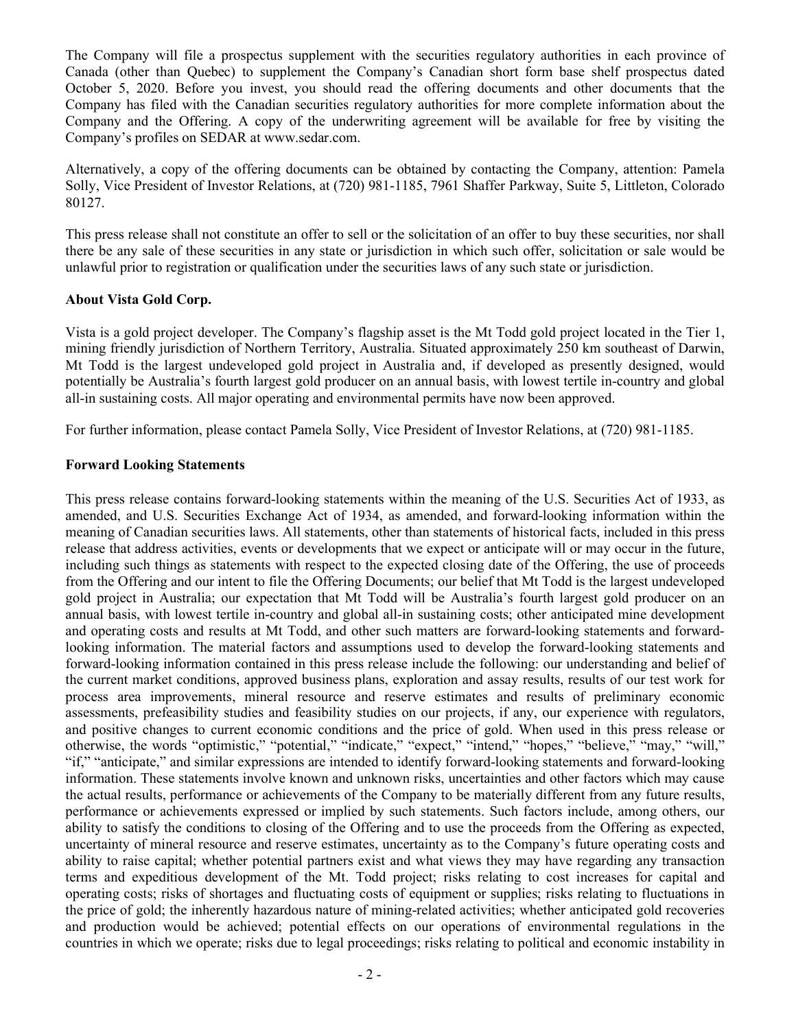The Company will file a prospectus supplement with the securities regulatory authorities in each province of Canada (other than Quebec) to supplement the Company's Canadian short form base shelf prospectus dated October 5, 2020. Before you invest, you should read the offering documents and other documents that the Company has filed with the Canadian securities regulatory authorities for more complete information about the Company and the Offering. A copy of the underwriting agreement will be available for free by visiting the Company's profiles on SEDAR at www.sedar.com.

Alternatively, a copy of the offering documents can be obtained by contacting the Company, attention: Pamela Solly, Vice President of Investor Relations, at (720) 981-1185, 7961 Shaffer Parkway, Suite 5, Littleton, Colorado 80127.

This press release shall not constitute an offer to sell or the solicitation of an offer to buy these securities, nor shall there be any sale of these securities in any state or jurisdiction in which such offer, solicitation or sale would be unlawful prior to registration or qualification under the securities laws of any such state or jurisdiction.

**About Vista Gold Corp.**

Vista is a gold project developer. The Company's flagship asset is the Mt Todd gold project located in the Tier 1, mining friendly jurisdiction of Northern Territory, Australia. Situated approximately 250 km southeast of Darwin, Mt Todd is the largest undeveloped gold project in Australia and, if developed as presently designed, would potentially be Australia's fourth largest gold producer on an annual basis, with lowest tertile in-country and global all-in sustaining costs. All major operating and environmental permits have now been approved.

For further information, please contact Pamela Solly, Vice President of Investor Relations, at (720) 981-1185.

**Forward Looking Statements**

This press release contains forward-looking statements within the meaning of the U.S. Securities Act of 1933, as amended, and U.S. Securities Exchange Act of 1934, as amended, and forward-looking information within the meaning of Canadian securities laws. All statements, other than statements of historical facts, included in this press release that address activities, events or developments that we expect or anticipate will or may occur in the future, including such things as statements with respect to the expected closing date of the Offering, the use of proceeds from the Offering and our intent to file the Offering Documents; our belief that Mt Todd is the largest undeveloped gold project in Australia; our expectation that Mt Todd will be Australia's fourth largest gold producer on an annual basis, with lowest tertile in-country and global all-in sustaining costs; other anticipated mine development and operating costs and results at Mt Todd, and other such matters are forward-looking statements and forward-looking information. The material factors and assumptions used to develop the forward-looking statements and forward-looking information contained in this press release include the following: our understanding and belief of the current market conditions, approved business plans, exploration and assay results, results of our test work for process area improvements, mineral resource and reserve estimates and results of preliminary economic assessments, prefeasibility studies and feasibility studies on our projects, if any, our experience with regulators, and positive changes to current economic conditions and the price of gold. When used in this press release or otherwise, the words "optimistic," "potential," "indicate," "expect," "intend," "hopes," "believe," "may," "will," "if," "anticipate," and similar expressions are intended to identify forward-looking statements and forward-looking information. These statements involve known and unknown risks, uncertainties and other factors which may cause the actual results, performance or achievements of the Company to be materially different from any future results, performance or achievements expressed or implied by such statements. Such factors include, among others, our ability to satisfy the conditions to closing of the Offering and to use the proceeds from the Offering as expected, uncertainty of mineral resource and reserve estimates, uncertainty as to the Company's future operating costs and ability to raise capital; whether potential partners exist and what views they may have regarding any transaction terms and expeditious development of the Mt. Todd project; risks relating to cost increases for capital and operating costs; risks of shortages and fluctuating costs of equipment or supplies; risks relating to fluctuations in the price of gold; the inherently hazardous nature of mining-related activities; whether anticipated gold recoveries and production would be achieved; potential effects on our operations of environmental regulations in the countries in which we operate; risks due to legal proceedings; risks relating to political and economic instability in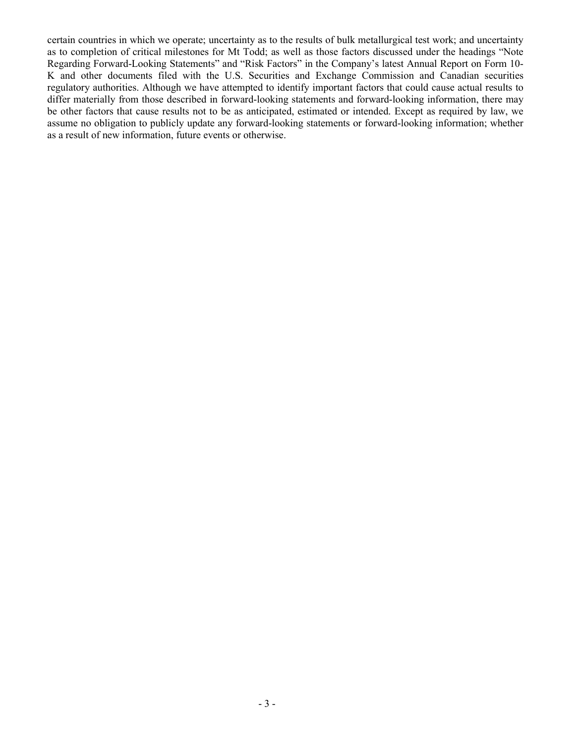certain countries in which we operate; uncertainty as to the results of bulk metallurgical test work; and uncertainty as to completion of critical milestones for Mt Todd; as well as those factors discussed under the headings "Note Regarding Forward-Looking Statements" and "Risk Factors" in the Company's latest Annual Report on Form 10-K and other documents filed with the U.S. Securities and Exchange Commission and Canadian securities regulatory authorities. Although we have attempted to identify important factors that could cause actual results to differ materially from those described in forward-looking statements and forward-looking information, there may be other factors that cause results not to be as anticipated, estimated or intended. Except as required by law, we assume no obligation to publicly update any forward-looking statements or forward-looking information; whether as a result of new information, future events or otherwise.